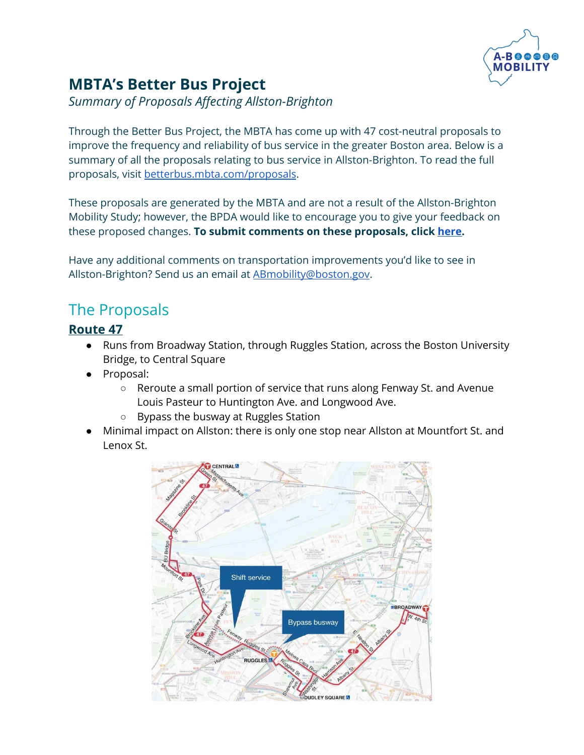# MBTA's Better Bus Project

*Summary of Proposals Affecting Allston-Brighton*

Through the Better Bus Project, the MBTA has come up with 47 cost-neutral proposals to improve the frequency and reliability of bus service in the greater Boston area. Below is a summary of all the proposals relating to bus service in Allston-Brighton. To read the full proposals, visit [betterbus.mbta.com/proposals](betterbus.mbta.com/proposals).

These proposals are generated by the MBTA and are not a result of the Allston-Brighton Mobility Study; however, the BPDA would like to encourage you to give your feedback on these proposed changes. **To submit comments on these proposals, click [here](here).**

Have any additional comments on transportation improvements you'd like to see in Allston-Brighton? Send us an email at [ABmobility@boston.gov](mailto:ABmobility@boston.gov).

## The Proposals

### Route 47

- Runs from Broadway Station, through Ruggles Station, across the Boston University Bridge, to Central Square
- Proposal:
  - Reroute a small portion of service that runs along Fenway St. and Avenue Louis Pasteur to Huntington Ave. and Longwood Ave.
  - Bypass the busway at Ruggles Station
- Minimal impact on Allston: there is only one stop near Allston at Mountfort St. and Lenox St.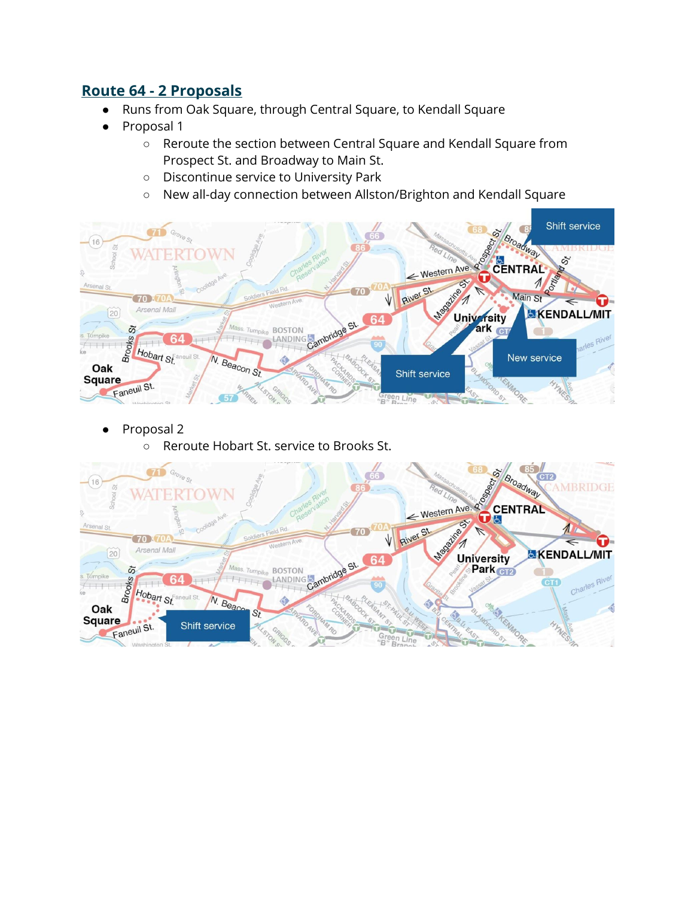## Route 64 - 2 Proposals

- Runs from Oak Square, through Central Square, to Kendall Square
- Proposal 1
    - Reroute the section between Central Square and Kendall Square from Prospect St. and Broadway to Main St.
    - Discontinue service to University Park
    - New all-day connection between Allston/Brighton and Kendall Square

- Proposal 2
    - Reroute Hobart St. service to Brooks St.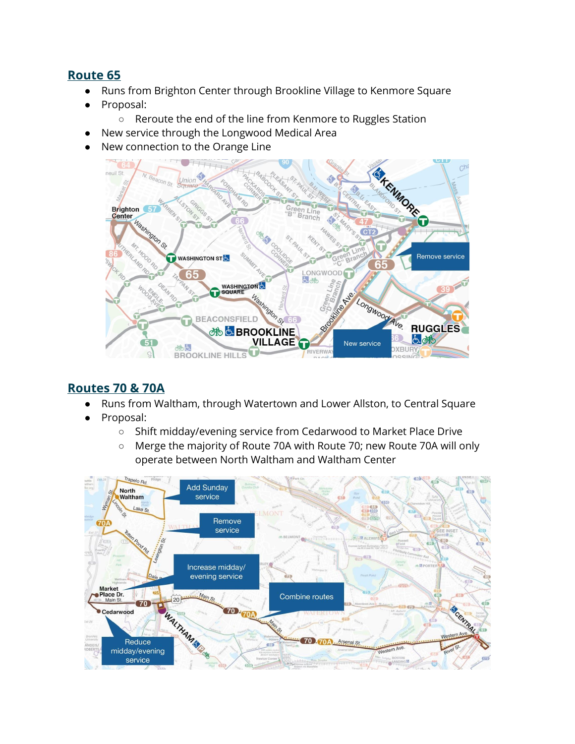## Route 65

- Runs from Brighton Center through Brookline Village to Kenmore Square
- Proposal:
  - Reroute the end of the line from Kenmore to Ruggles Station
- New service through the Longwood Medical Area
- New connection to the Orange Line

## Routes 70 & 70A

- Runs from Waltham, through Watertown and Lower Allston, to Central Square
- Proposal:
  - Shift midday/evening service from Cedarwood to Market Place Drive
  - Merge the majority of Route 70A with Route 70; new Route 70A will only operate between North Waltham and Waltham Center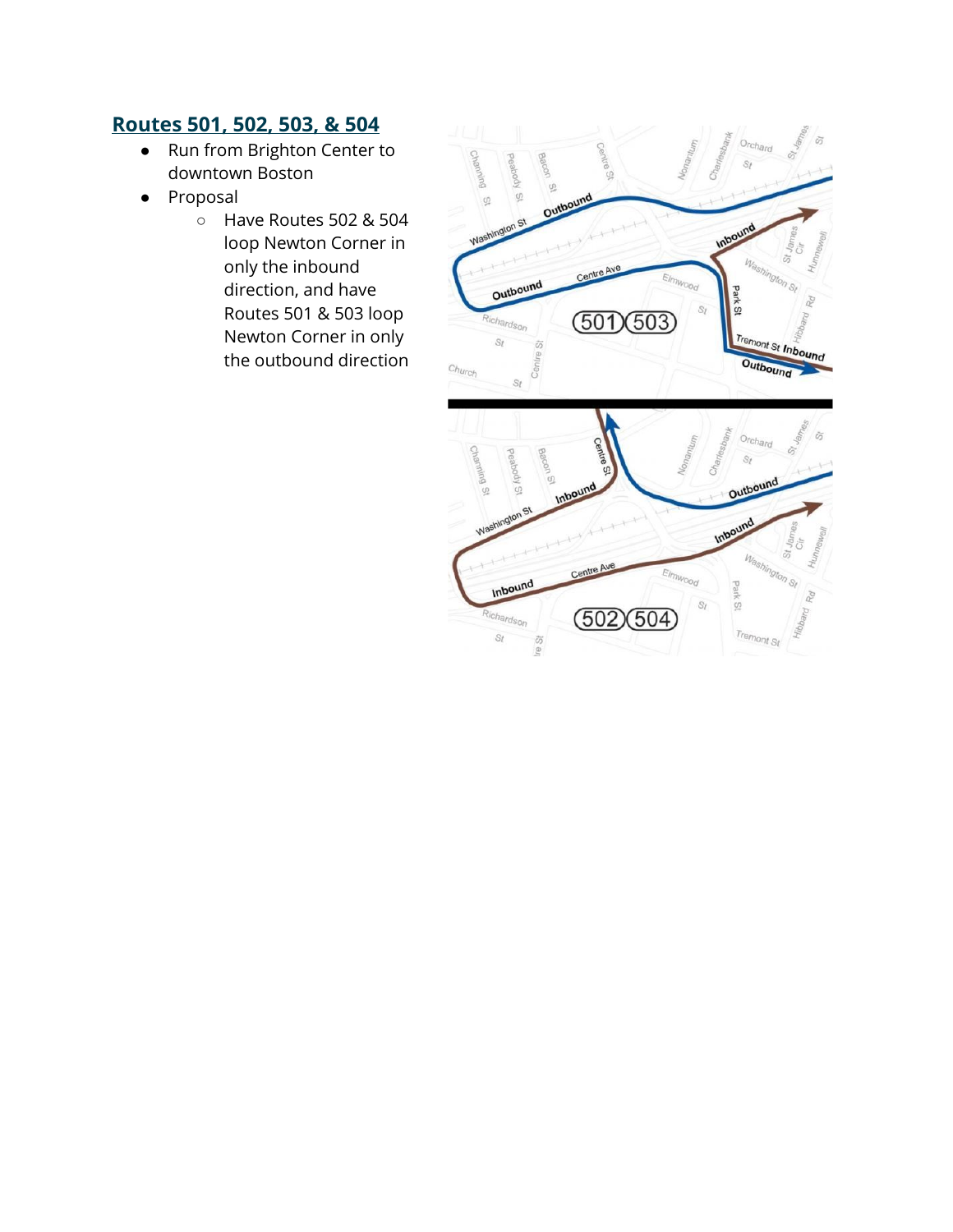## Routes 501, 502, 503, & 504

- Run from Brighton Center to downtown Boston
- Proposal
  - Have Routes 502 & 504 loop Newton Corner in only the inbound direction, and have Routes 501 & 503 loop Newton Corner in only the outbound direction